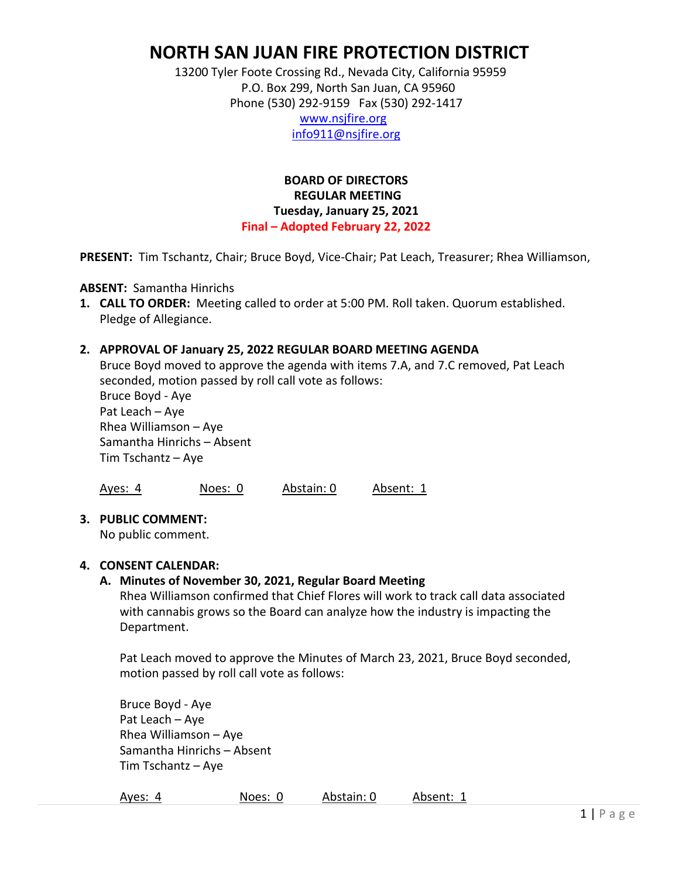# NORTH SAN JUAN FIRE PROTECTION DISTRICT

13200 Tyler Foote Crossing Rd., Nevada City, California 95959
P.O. Box 299, North San Juan, CA 95960
Phone (530) 292-9159 Fax (530) 292-1417
www.nsjfire.org
info911@nsjfire.org

**BOARD OF DIRECTORS**
**REGULAR MEETING**
**Tuesday, January 25, 2021**
**Final – Adopted February 22, 2022**

**PRESENT:** Tim Tschantz, Chair; Bruce Boyd, Vice-Chair; Pat Leach, Treasurer; Rhea Williamson,

**ABSENT:** Samantha Hinrichs

1. **CALL TO ORDER:** Meeting called to order at 5:00 PM. Roll taken. Quorum established. Pledge of Allegiance.

2. **APPROVAL OF January 25, 2022 REGULAR BOARD MEETING AGENDA**
   Bruce Boyd moved to approve the agenda with items 7.A, and 7.C removed, Pat Leach seconded, motion passed by roll call vote as follows:
   Bruce Boyd - Aye
   Pat Leach – Aye
   Rhea Williamson – Aye
   Samantha Hinrichs – Absent
   Tim Tschantz – Aye

   Ayes: 4 Noes: 0 Abstain: 0 Absent: 1

3. **PUBLIC COMMENT:**
   No public comment.

4. **CONSENT CALENDAR:**
   A. **Minutes of November 30, 2021, Regular Board Meeting**
   Rhea Williamson confirmed that Chief Flores will work to track call data associated with cannabis grows so the Board can analyze how the industry is impacting the Department.

   Pat Leach moved to approve the Minutes of March 23, 2021, Bruce Boyd seconded, motion passed by roll call vote as follows:

   Bruce Boyd - Aye
   Pat Leach – Aye
   Rhea Williamson – Aye
   Samantha Hinrichs – Absent
   Tim Tschantz – Aye

   Ayes: 4 Noes: 0 Abstain: 0 Absent: 1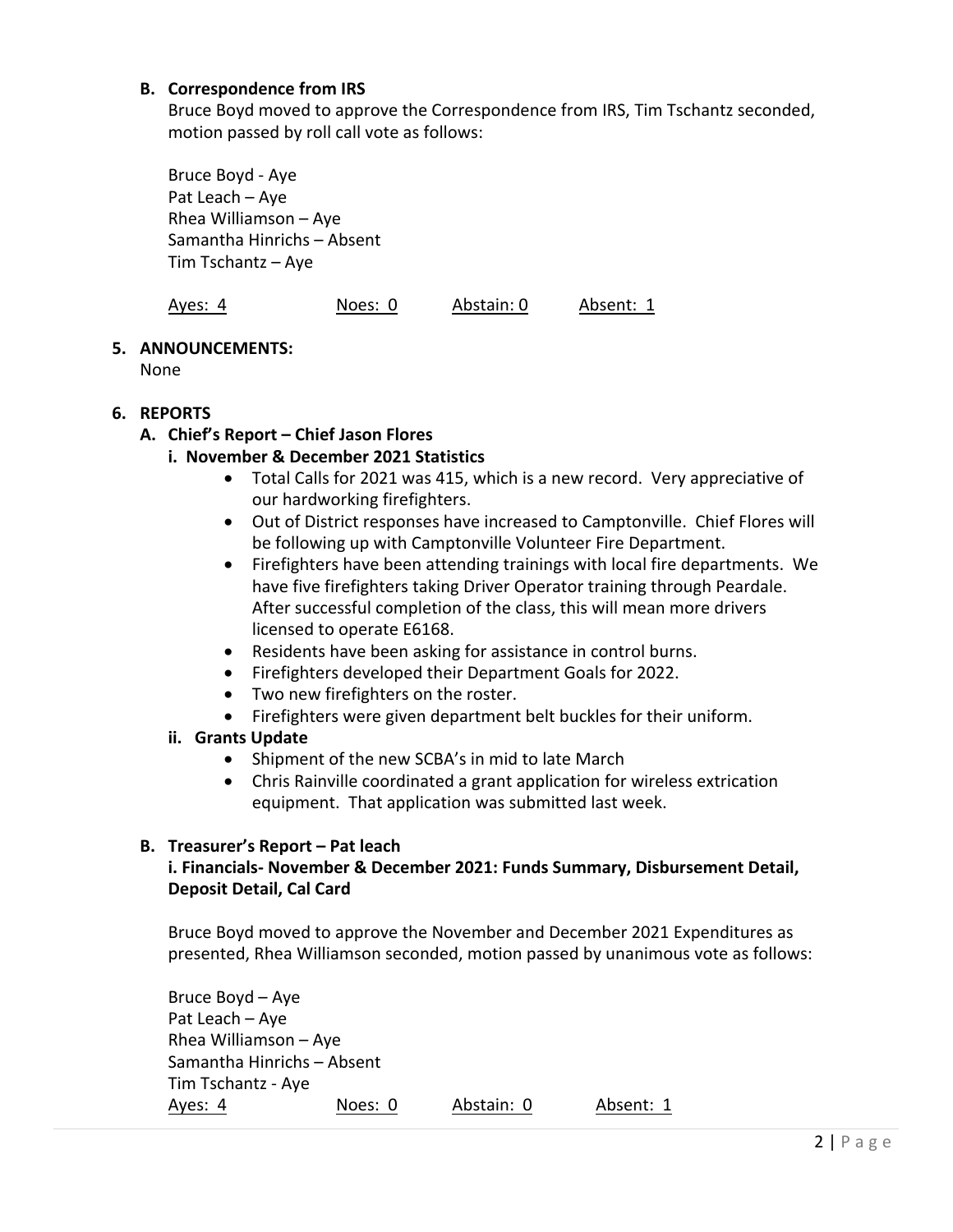**B. Correspondence from IRS**

Bruce Boyd moved to approve the Correspondence from IRS, Tim Tschantz seconded, motion passed by roll call vote as follows:

Bruce Boyd - Aye
Pat Leach – Aye
Rhea Williamson – Aye
Samantha Hinrichs – Absent
Tim Tschantz – Aye

Ayes: 4 Noes: 0 Abstain: 0 Absent: 1

**5. ANNOUNCEMENTS:**

None

**6. REPORTS**

**A. Chief's Report – Chief Jason Flores**

**i. November & December 2021 Statistics**

- Total Calls for 2021 was 415, which is a new record. Very appreciative of our hardworking firefighters.
- Out of District responses have increased to Camptonville. Chief Flores will be following up with Camptonville Volunteer Fire Department.
- Firefighters have been attending trainings with local fire departments. We have five firefighters taking Driver Operator training through Peardale. After successful completion of the class, this will mean more drivers licensed to operate E6168.
- Residents have been asking for assistance in control burns.
- Firefighters developed their Department Goals for 2022.
- Two new firefighters on the roster.
- Firefighters were given department belt buckles for their uniform.

**ii. Grants Update**

- Shipment of the new SCBA's in mid to late March
- Chris Rainville coordinated a grant application for wireless extrication equipment. That application was submitted last week.

**B. Treasurer's Report – Pat leach**

**i. Financials- November & December 2021: Funds Summary, Disbursement Detail, Deposit Detail, Cal Card**

Bruce Boyd moved to approve the November and December 2021 Expenditures as presented, Rhea Williamson seconded, motion passed by unanimous vote as follows:

Bruce Boyd – Aye
Pat Leach – Aye
Rhea Williamson – Aye
Samantha Hinrichs – Absent
Tim Tschantz - Aye

Ayes: 4 Noes: 0 Abstain: 0 Absent: 1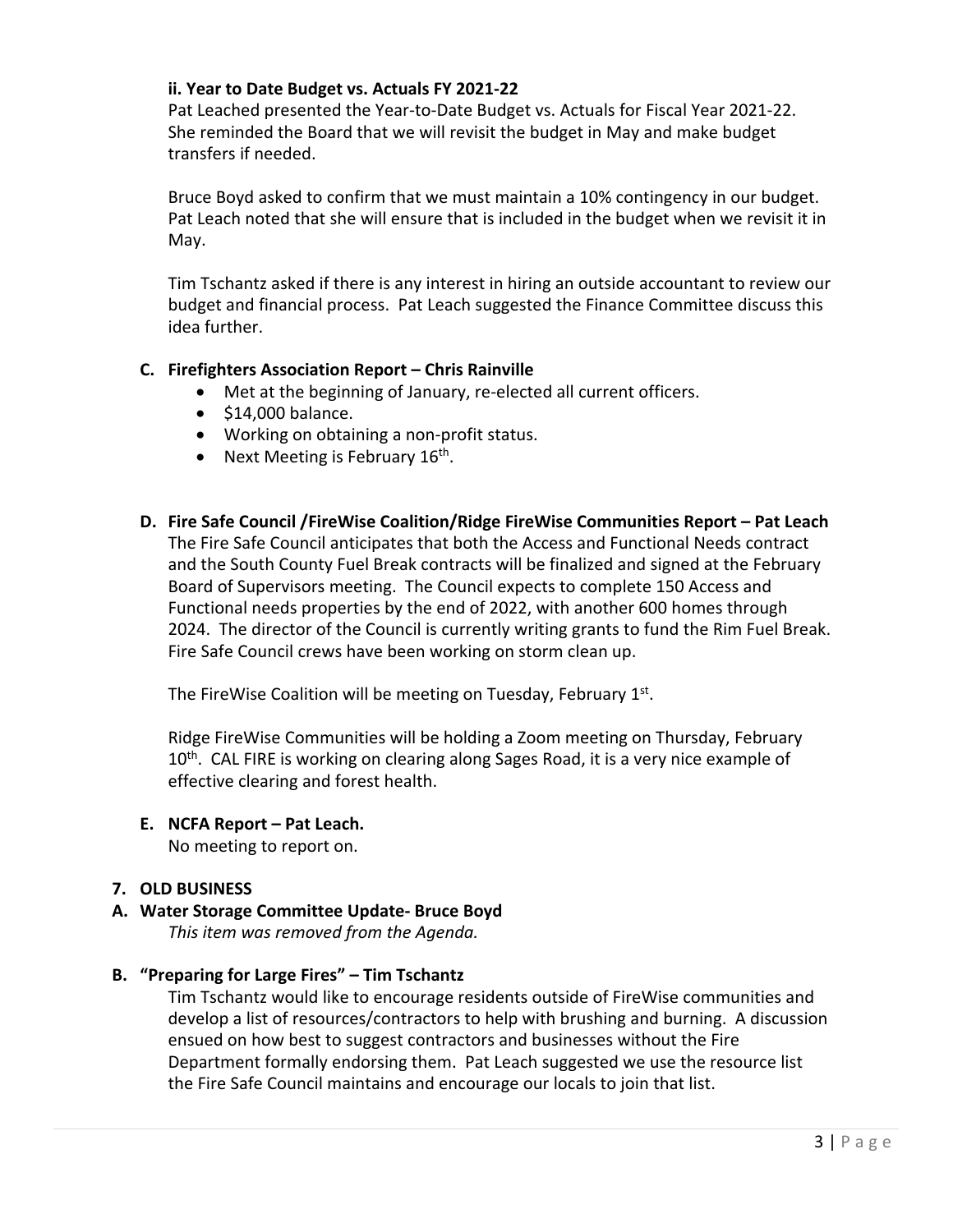**ii. Year to Date Budget vs. Actuals FY 2021-22**

Pat Leached presented the Year-to-Date Budget vs. Actuals for Fiscal Year 2021-22. She reminded the Board that we will revisit the budget in May and make budget transfers if needed.

Bruce Boyd asked to confirm that we must maintain a 10% contingency in our budget. Pat Leach noted that she will ensure that is included in the budget when we revisit it in May.

Tim Tschantz asked if there is any interest in hiring an outside accountant to review our budget and financial process. Pat Leach suggested the Finance Committee discuss this idea further.

**C. Firefighters Association Report – Chris Rainville**

- Met at the beginning of January, re-elected all current officers.
- $14,000 balance.
- Working on obtaining a non-profit status.
- Next Meeting is February 16th.

**D. Fire Safe Council /FireWise Coalition/Ridge FireWise Communities Report – Pat Leach**

The Fire Safe Council anticipates that both the Access and Functional Needs contract and the South County Fuel Break contracts will be finalized and signed at the February Board of Supervisors meeting. The Council expects to complete 150 Access and Functional needs properties by the end of 2022, with another 600 homes through 2024. The director of the Council is currently writing grants to fund the Rim Fuel Break. Fire Safe Council crews have been working on storm clean up.

The FireWise Coalition will be meeting on Tuesday, February 1st.

Ridge FireWise Communities will be holding a Zoom meeting on Thursday, February 10th. CAL FIRE is working on clearing along Sages Road, it is a very nice example of effective clearing and forest health.

**E. NCFA Report – Pat Leach.**

No meeting to report on.

**7. OLD BUSINESS**

**A. Water Storage Committee Update- Bruce Boyd**

*This item was removed from the Agenda.*

**B. "Preparing for Large Fires" – Tim Tschantz**

Tim Tschantz would like to encourage residents outside of FireWise communities and develop a list of resources/contractors to help with brushing and burning. A discussion ensued on how best to suggest contractors and businesses without the Fire Department formally endorsing them. Pat Leach suggested we use the resource list the Fire Safe Council maintains and encourage our locals to join that list.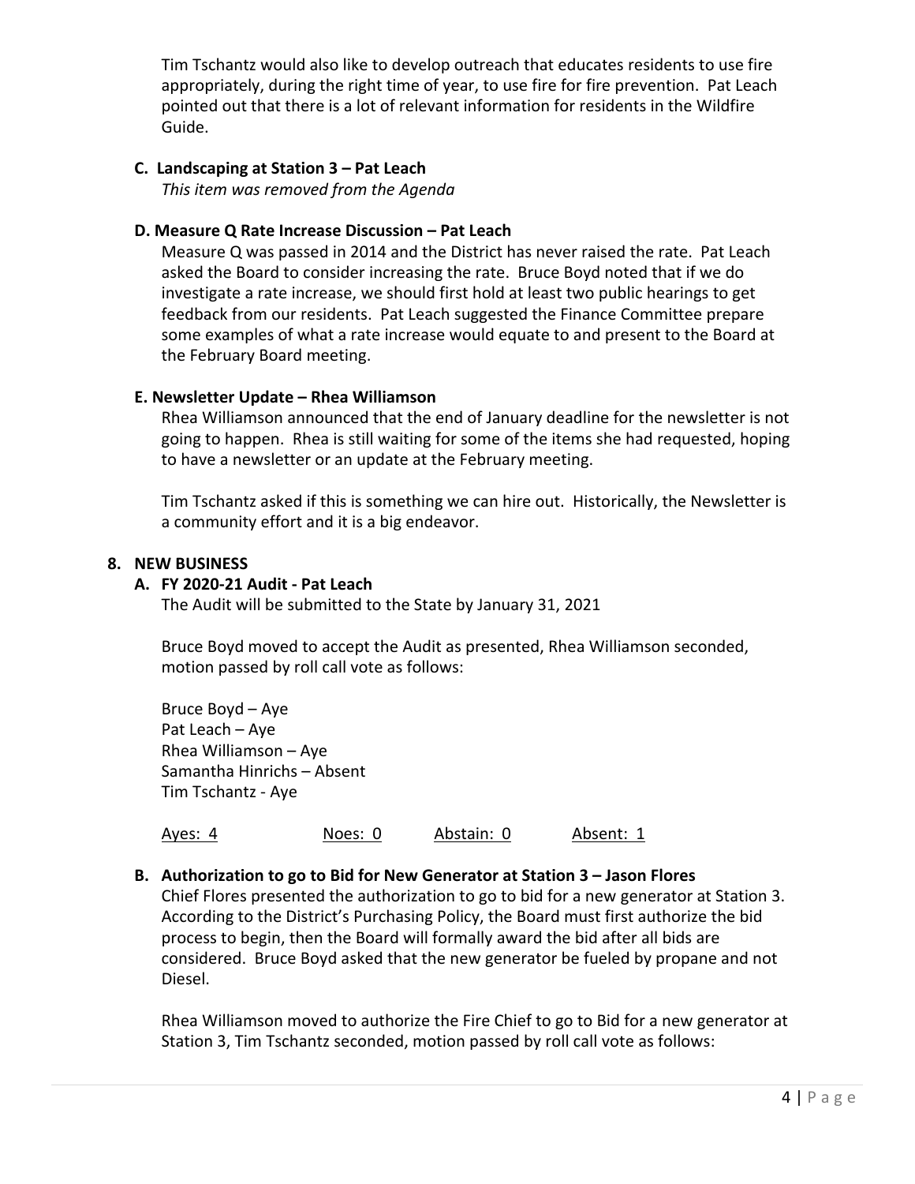Tim Tschantz would also like to develop outreach that educates residents to use fire appropriately, during the right time of year, to use fire for fire prevention. Pat Leach pointed out that there is a lot of relevant information for residents in the Wildfire Guide.

**C. Landscaping at Station 3 – Pat Leach**

*This item was removed from the Agenda*

**D. Measure Q Rate Increase Discussion – Pat Leach**

Measure Q was passed in 2014 and the District has never raised the rate. Pat Leach asked the Board to consider increasing the rate. Bruce Boyd noted that if we do investigate a rate increase, we should first hold at least two public hearings to get feedback from our residents. Pat Leach suggested the Finance Committee prepare some examples of what a rate increase would equate to and present to the Board at the February Board meeting.

**E. Newsletter Update – Rhea Williamson**

Rhea Williamson announced that the end of January deadline for the newsletter is not going to happen. Rhea is still waiting for some of the items she had requested, hoping to have a newsletter or an update at the February meeting.

Tim Tschantz asked if this is something we can hire out. Historically, the Newsletter is a community effort and it is a big endeavor.

**8. NEW BUSINESS**

**A. FY 2020-21 Audit - Pat Leach**

The Audit will be submitted to the State by January 31, 2021

Bruce Boyd moved to accept the Audit as presented, Rhea Williamson seconded, motion passed by roll call vote as follows:

Bruce Boyd – Aye
Pat Leach – Aye
Rhea Williamson – Aye
Samantha Hinrichs – Absent
Tim Tschantz - Aye

Ayes: 4 Noes: 0 Abstain: 0 Absent: 1

**B. Authorization to go to Bid for New Generator at Station 3 – Jason Flores**

Chief Flores presented the authorization to go to bid for a new generator at Station 3. According to the District's Purchasing Policy, the Board must first authorize the bid process to begin, then the Board will formally award the bid after all bids are considered. Bruce Boyd asked that the new generator be fueled by propane and not Diesel.

Rhea Williamson moved to authorize the Fire Chief to go to Bid for a new generator at Station 3, Tim Tschantz seconded, motion passed by roll call vote as follows: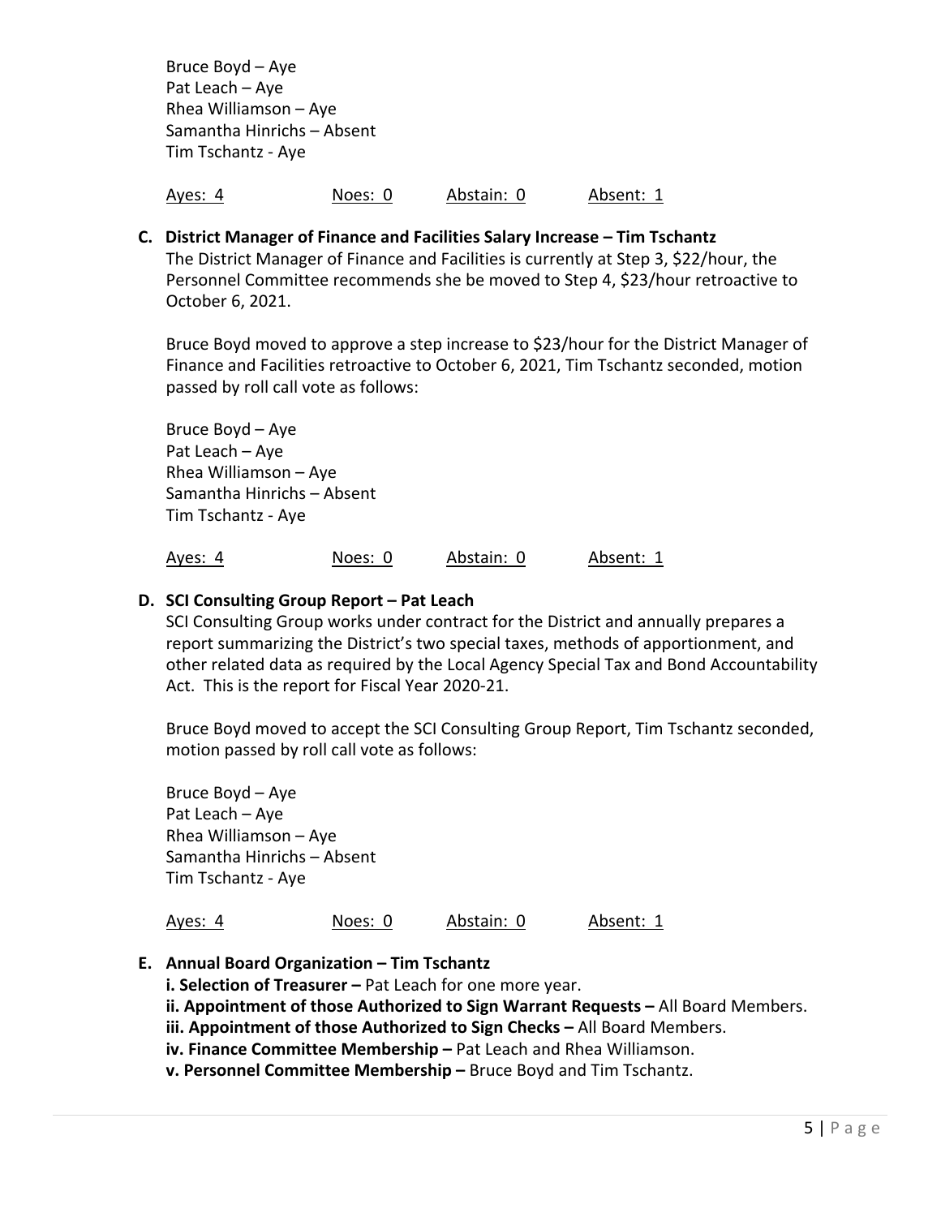Bruce Boyd – Aye
Pat Leach – Aye
Rhea Williamson – Aye
Samantha Hinrichs – Absent
Tim Tschantz - Aye

Ayes: 4 Noes: 0 Abstain: 0 Absent: 1

**C. District Manager of Finance and Facilities Salary Increase – Tim Tschantz**

The District Manager of Finance and Facilities is currently at Step 3, $22/hour, the Personnel Committee recommends she be moved to Step 4, $23/hour retroactive to October 6, 2021.

Bruce Boyd moved to approve a step increase to $23/hour for the District Manager of Finance and Facilities retroactive to October 6, 2021, Tim Tschantz seconded, motion passed by roll call vote as follows:

Bruce Boyd – Aye
Pat Leach – Aye
Rhea Williamson – Aye
Samantha Hinrichs – Absent
Tim Tschantz - Aye

Ayes: 4 Noes: 0 Abstain: 0 Absent: 1

**D. SCI Consulting Group Report – Pat Leach**

SCI Consulting Group works under contract for the District and annually prepares a report summarizing the District's two special taxes, methods of apportionment, and other related data as required by the Local Agency Special Tax and Bond Accountability Act. This is the report for Fiscal Year 2020-21.

Bruce Boyd moved to accept the SCI Consulting Group Report, Tim Tschantz seconded, motion passed by roll call vote as follows:

Bruce Boyd – Aye
Pat Leach – Aye
Rhea Williamson – Aye
Samantha Hinrichs – Absent
Tim Tschantz - Aye

Ayes: 4 Noes: 0 Abstain: 0 Absent: 1

**E. Annual Board Organization – Tim Tschantz**

**i. Selection of Treasurer –** Pat Leach for one more year.
**ii. Appointment of those Authorized to Sign Warrant Requests –** All Board Members.
**iii. Appointment of those Authorized to Sign Checks –** All Board Members.
**iv. Finance Committee Membership –** Pat Leach and Rhea Williamson.
**v. Personnel Committee Membership –** Bruce Boyd and Tim Tschantz.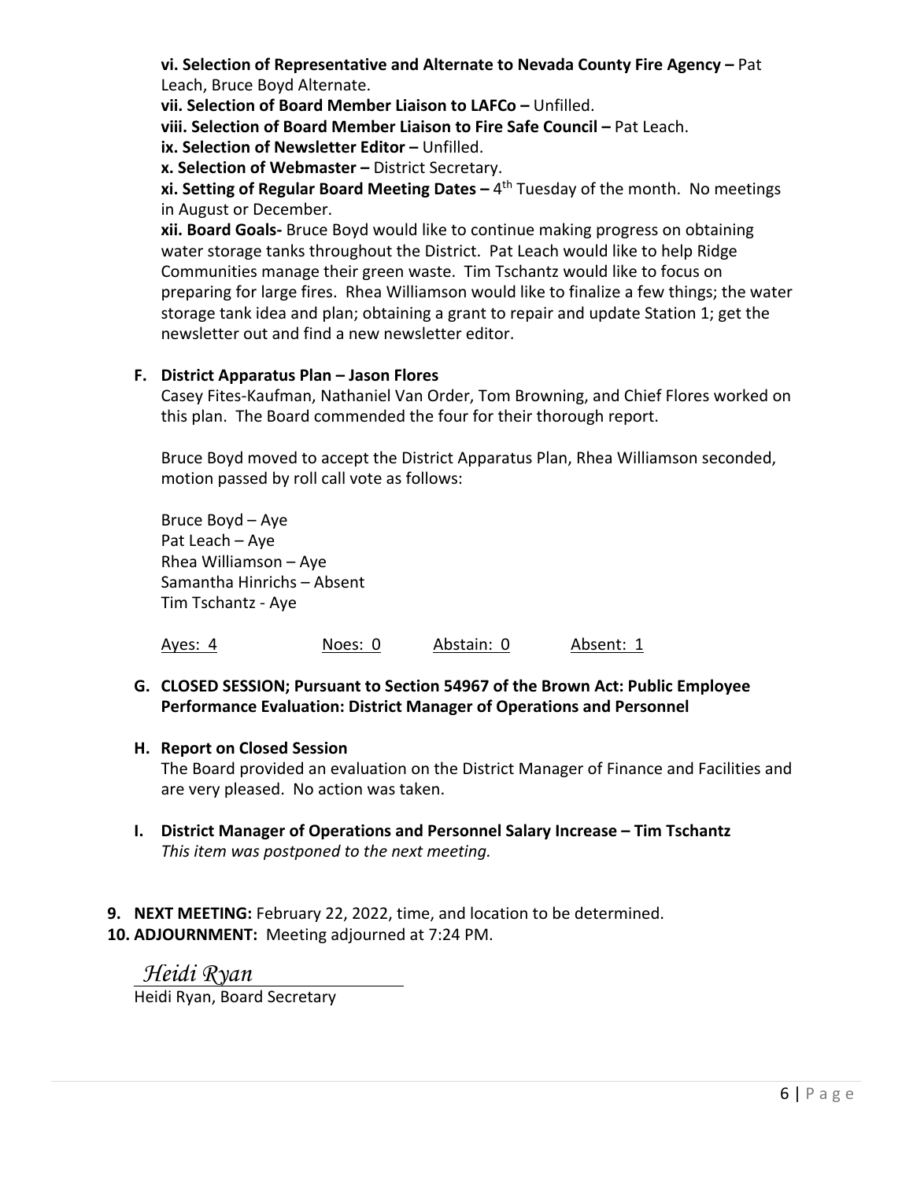**vi. Selection of Representative and Alternate to Nevada County Fire Agency –** Pat Leach, Bruce Boyd Alternate.

**vii. Selection of Board Member Liaison to LAFCo –** Unfilled.

**viii. Selection of Board Member Liaison to Fire Safe Council –** Pat Leach.

**ix. Selection of Newsletter Editor –** Unfilled.

**x. Selection of Webmaster –** District Secretary.

**xi. Setting of Regular Board Meeting Dates –** 4th Tuesday of the month. No meetings in August or December.

**xii. Board Goals-** Bruce Boyd would like to continue making progress on obtaining water storage tanks throughout the District. Pat Leach would like to help Ridge Communities manage their green waste. Tim Tschantz would like to focus on preparing for large fires. Rhea Williamson would like to finalize a few things; the water storage tank idea and plan; obtaining a grant to repair and update Station 1; get the newsletter out and find a new newsletter editor.

**F. District Apparatus Plan – Jason Flores**

Casey Fites-Kaufman, Nathaniel Van Order, Tom Browning, and Chief Flores worked on this plan. The Board commended the four for their thorough report.

Bruce Boyd moved to accept the District Apparatus Plan, Rhea Williamson seconded, motion passed by roll call vote as follows:

Bruce Boyd – Aye
Pat Leach – Aye
Rhea Williamson – Aye
Samantha Hinrichs – Absent
Tim Tschantz - Aye

Ayes: 4 Noes: 0 Abstain: 0 Absent: 1

**G. CLOSED SESSION; Pursuant to Section 54967 of the Brown Act: Public Employee Performance Evaluation: District Manager of Operations and Personnel**

**H. Report on Closed Session**

The Board provided an evaluation on the District Manager of Finance and Facilities and are very pleased. No action was taken.

**I. District Manager of Operations and Personnel Salary Increase – Tim Tschantz**

*This item was postponed to the next meeting.*

**9. NEXT MEETING:** February 22, 2022, time, and location to be determined.

**10. ADJOURNMENT:** Meeting adjourned at 7:24 PM.

*Heidi Ryan*

Heidi Ryan, Board Secretary